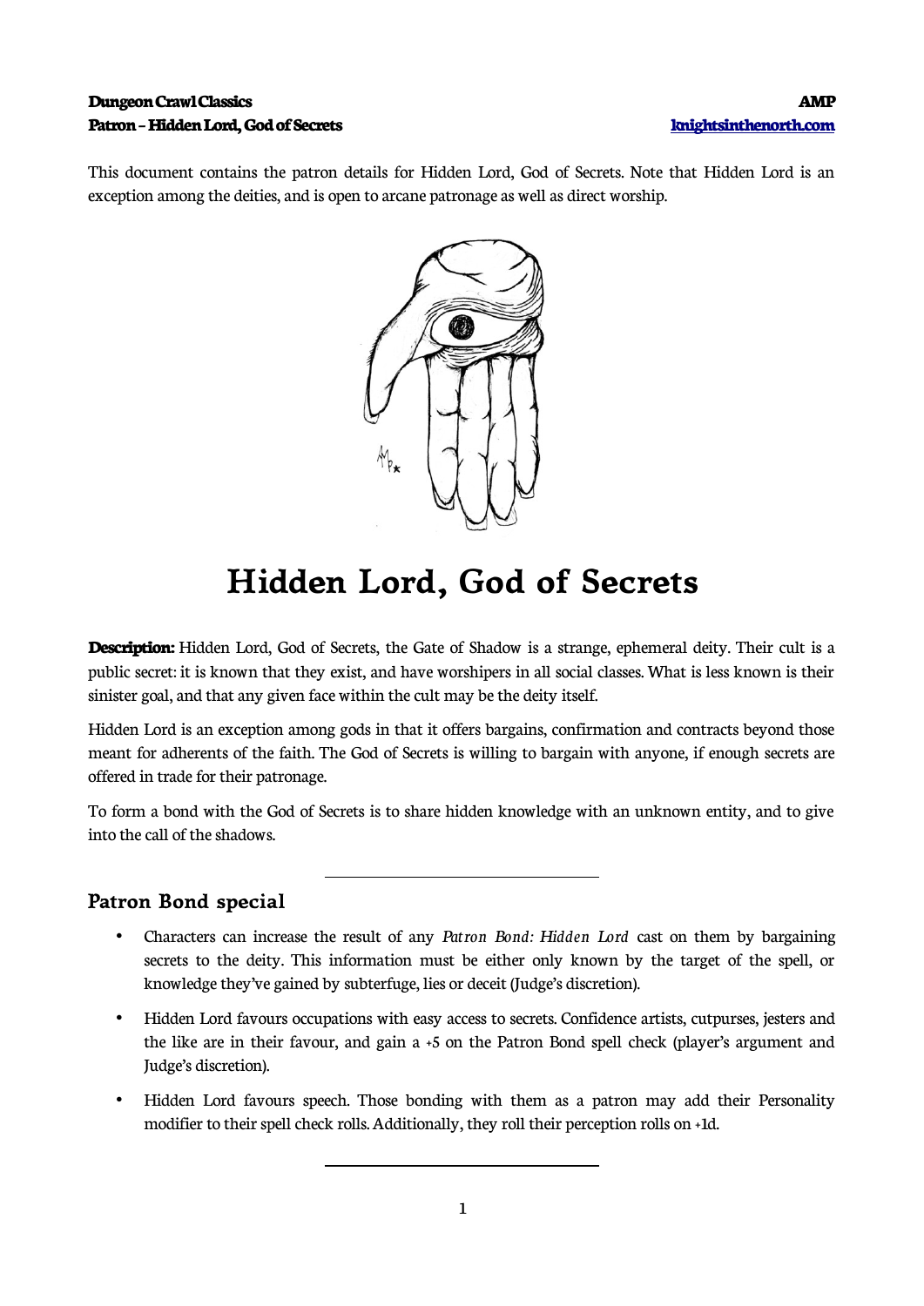This document contains the patron details for Hidden Lord, God of Secrets. Note that Hidden Lord is an exception among the deities, and is open to arcane patronage as well as direct worship.

# Hidden Lord, God of Secrets

**Description:** Hidden Lord, God of Secrets, the Gate of Shadow is a strange, ephemeral deity. Their cult is a public secret: it is known that they exist, and have worshipers in all social classes. What is less known is their sinister goal, and that any given face within the cult may be the deity itself.

Hidden Lord is an exception among gods in that it offers bargains, confirmation and contracts beyond those meant for adherents of the faith. The God of Secrets is willing to bargain with anyone, if enough secrets are offered in trade for their patronage.

To form a bond with the God of Secrets is to share hidden knowledge with an unknown entity, and to give into the call of the shadows.

---

## Patron Bond special

- Characters can increase the result of any *Patron Bond: Hidden Lord* cast on them by bargaining secrets to the deity. This information must be either only known by the target of the spell, or knowledge they've gained by subterfuge, lies or deceit (Judge's discretion).
- Hidden Lord favours occupations with easy access to secrets. Confidence artists, cutpurses, jesters and the like are in their favour, and gain a +5 on the Patron Bond spell check (player's argument and Judge's discretion).
- Hidden Lord favours speech. Those bonding with them as a patron may add their Personality modifier to their spell check rolls. Additionally, they roll their perception rolls on +1d.

---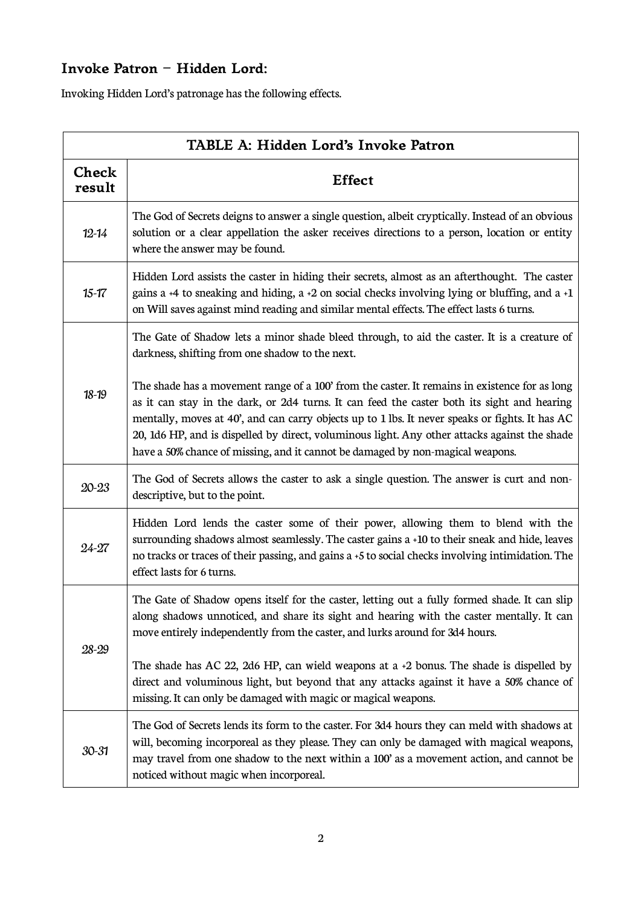### Invoke Patron – Hidden Lord:

Invoking Hidden Lord's patronage has the following effects.

| TABLE A: Hidden Lord's Invoke Patron | |
|---|---|
| **Check result** | **Effect** |
| *12-14* | The God of Secrets deigns to answer a single question, albeit cryptically. Instead of an obvious solution or a clear appellation the asker receives directions to a person, location or entity where the answer may be found. |
| *15-17* | Hidden Lord assists the caster in hiding their secrets, almost as an afterthought. The caster gains a +4 to sneaking and hiding, a +2 on social checks involving lying or bluffing, and a +1 on Will saves against mind reading and similar mental effects. The effect lasts 6 turns. |
| *18-19* | The Gate of Shadow lets a minor shade bleed through, to aid the caster. It is a creature of darkness, shifting from one shadow to the next.<br><br>The shade has a movement range of a 100' from the caster. It remains in existence for as long as it can stay in the dark, or 2d4 turns. It can feed the caster both its sight and hearing mentally, moves at 40', and can carry objects up to 1 lbs. It never speaks or fights. It has AC 20, 1d6 HP, and is dispelled by direct, voluminous light. Any other attacks against the shade have a 50% chance of missing, and it cannot be damaged by non-magical weapons. |
| *20-23* | The God of Secrets allows the caster to ask a single question. The answer is curt and non-descriptive, but to the point. |
| *24-27* | Hidden Lord lends the caster some of their power, allowing them to blend with the surrounding shadows almost seamlessly. The caster gains a +10 to their sneak and hide, leaves no tracks or traces of their passing, and gains a +5 to social checks involving intimidation. The effect lasts for 6 turns. |
| *28-29* | The Gate of Shadow opens itself for the caster, letting out a fully formed shade. It can slip along shadows unnoticed, and share its sight and hearing with the caster mentally. It can move entirely independently from the caster, and lurks around for 3d4 hours.<br><br>The shade has AC 22, 2d6 HP, can wield weapons at a +2 bonus. The shade is dispelled by direct and voluminous light, but beyond that any attacks against it have a 50% chance of missing. It can only be damaged with magic or magical weapons. |
| *30-31* | The God of Secrets lends its form to the caster. For 3d4 hours they can meld with shadows at will, becoming incorporeal as they please. They can only be damaged with magical weapons, may travel from one shadow to the next within a 100' as a movement action, and cannot be noticed without magic when incorporeal. |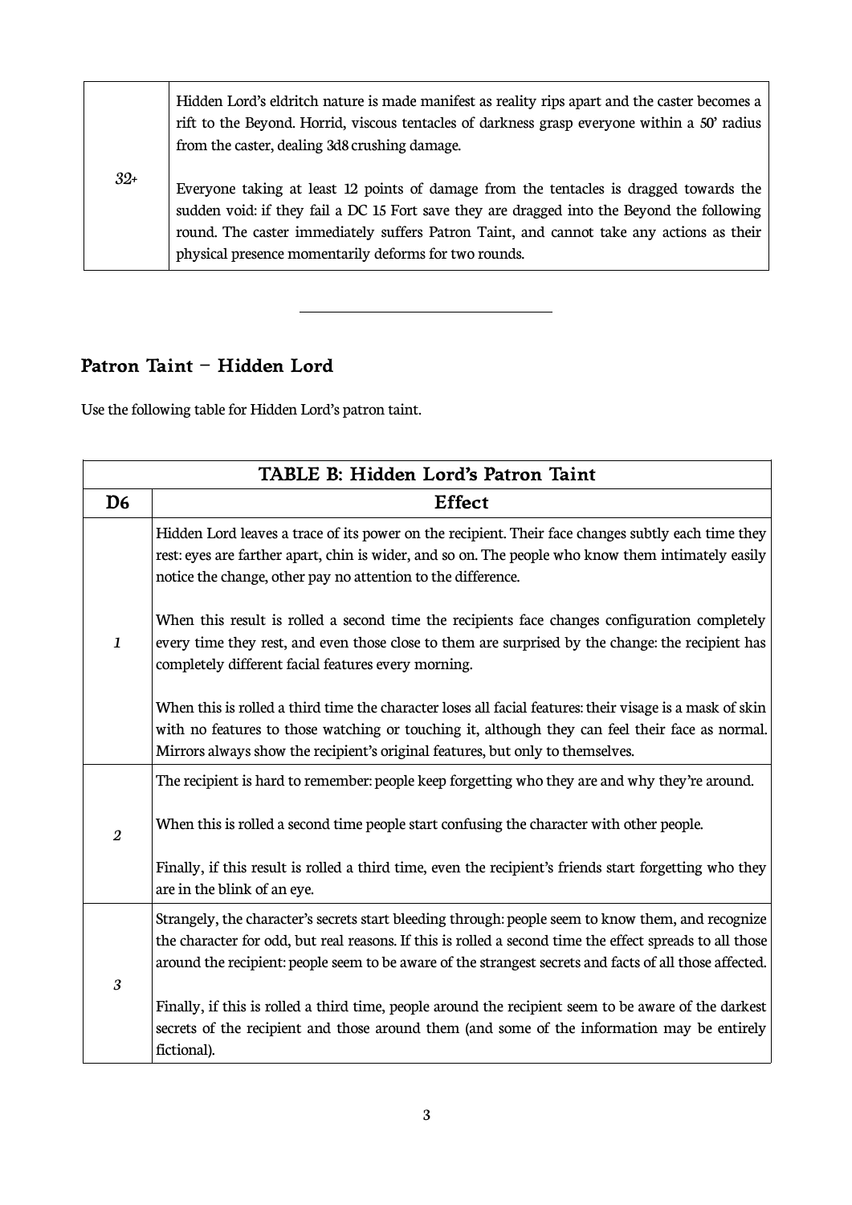| | |
|---|---|
| *32+* | Hidden Lord's eldritch nature is made manifest as reality rips apart and the caster becomes a rift to the Beyond. Horrid, viscous tentacles of darkness grasp everyone within a 50' radius from the caster, dealing 3d8 crushing damage.<br><br>Everyone taking at least 12 points of damage from the tentacles is dragged towards the sudden void: if they fail a DC 15 Fort save they are dragged into the Beyond the following round. The caster immediately suffers Patron Taint, and cannot take any actions as their physical presence momentarily deforms for two rounds. |

---

## Patron Taint – Hidden Lord

Use the following table for Hidden Lord's patron taint.

| TABLE B: Hidden Lord's Patron Taint | |
|---|---|
| **D6** | **Effect** |
| *1* | Hidden Lord leaves a trace of its power on the recipient. Their face changes subtly each time they rest: eyes are farther apart, chin is wider, and so on. The people who know them intimately easily notice the change, other pay no attention to the difference.<br><br>When this result is rolled a second time the recipients face changes configuration completely every time they rest, and even those close to them are surprised by the change: the recipient has completely different facial features every morning.<br><br>When this is rolled a third time the character loses all facial features: their visage is a mask of skin with no features to those watching or touching it, although they can feel their face as normal. Mirrors always show the recipient's original features, but only to themselves. |
| *2* | The recipient is hard to remember: people keep forgetting who they are and why they're around.<br><br>When this is rolled a second time people start confusing the character with other people.<br><br>Finally, if this result is rolled a third time, even the recipient's friends start forgetting who they are in the blink of an eye. |
| *3* | Strangely, the character's secrets start bleeding through: people seem to know them, and recognize the character for odd, but real reasons. If this is rolled a second time the effect spreads to all those around the recipient: people seem to be aware of the strangest secrets and facts of all those affected.<br><br>Finally, if this is rolled a third time, people around the recipient seem to be aware of the darkest secrets of the recipient and those around them (and some of the information may be entirely fictional). |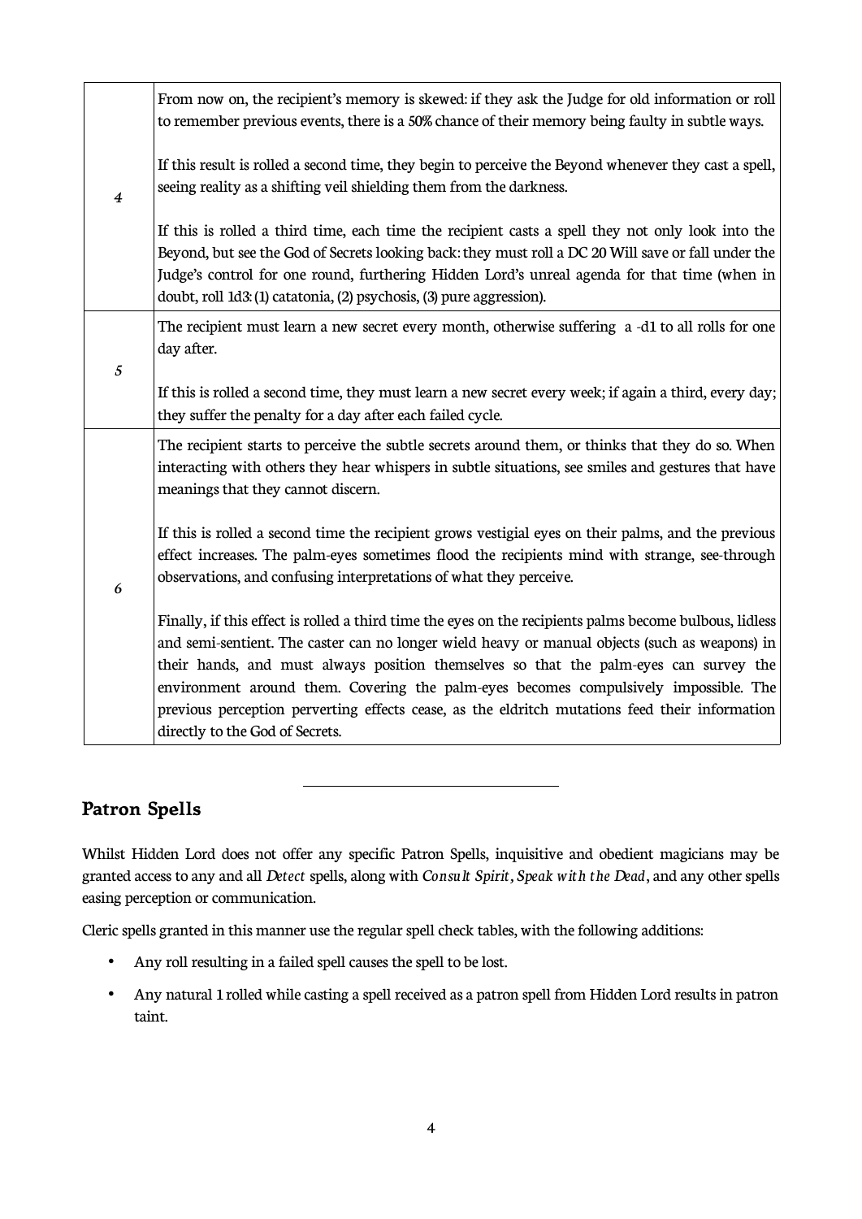| | |
|---|---|
| *4* | From now on, the recipient's memory is skewed: if they ask the Judge for old information or roll to remember previous events, there is a 50% chance of their memory being faulty in subtle ways.<br><br>If this result is rolled a second time, they begin to perceive the Beyond whenever they cast a spell, seeing reality as a shifting veil shielding them from the darkness.<br><br>If this is rolled a third time, each time the recipient casts a spell they not only look into the Beyond, but see the God of Secrets looking back: they must roll a DC 20 Will save or fall under the Judge's control for one round, furthering Hidden Lord's unreal agenda for that time (when in doubt, roll 1d3: (1) catatonia, (2) psychosis, (3) pure aggression). |
| *5* | The recipient must learn a new secret every month, otherwise suffering a -d1 to all rolls for one day after.<br><br>If this is rolled a second time, they must learn a new secret every week; if again a third, every day; they suffer the penalty for a day after each failed cycle. |
| *6* | The recipient starts to perceive the subtle secrets around them, or thinks that they do so. When interacting with others they hear whispers in subtle situations, see smiles and gestures that have meanings that they cannot discern.<br><br>If this is rolled a second time the recipient grows vestigial eyes on their palms, and the previous effect increases. The palm-eyes sometimes flood the recipients mind with strange, see-through observations, and confusing interpretations of what they perceive.<br><br>Finally, if this effect is rolled a third time the eyes on the recipients palms become bulbous, lidless and semi-sentient. The caster can no longer wield heavy or manual objects (such as weapons) in their hands, and must always position themselves so that the palm-eyes can survey the environment around them. Covering the palm-eyes becomes compulsively impossible. The previous perception perverting effects cease, as the eldritch mutations feed their information directly to the God of Secrets. |

---

## Patron Spells

Whilst Hidden Lord does not offer any specific Patron Spells, inquisitive and obedient magicians may be granted access to any and all *Detect* spells, along with *Consult Spirit*, *Speak with the Dead*, and any other spells easing perception or communication.

Cleric spells granted in this manner use the regular spell check tables, with the following additions:

- Any roll resulting in a failed spell causes the spell to be lost.
- Any natural 1 rolled while casting a spell received as a patron spell from Hidden Lord results in patron taint.